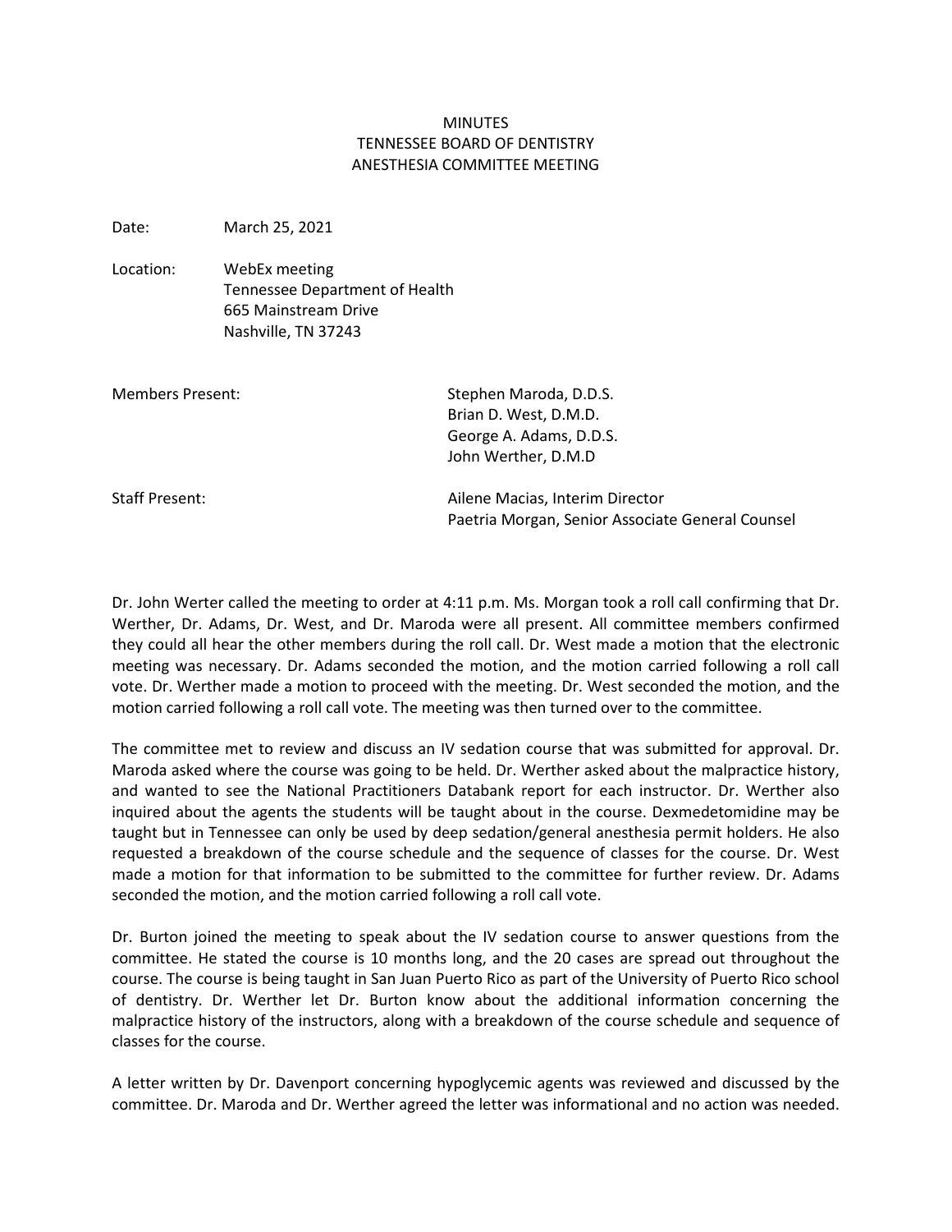# MINUTES
# TENNESSEE BOARD OF DENTISTRY
# ANESTHESIA COMMITTEE MEETING

Date: March 25, 2021

Location: WebEx meeting
Tennessee Department of Health
665 Mainstream Drive
Nashville, TN 37243

Members Present: Stephen Maroda, D.D.S.
Brian D. West, D.M.D.
George A. Adams, D.D.S.
John Werther, D.M.D

Staff Present: Ailene Macias, Interim Director
Paetria Morgan, Senior Associate General Counsel

Dr. John Werter called the meeting to order at 4:11 p.m. Ms. Morgan took a roll call confirming that Dr. Werther, Dr. Adams, Dr. West, and Dr. Maroda were all present. All committee members confirmed they could all hear the other members during the roll call. Dr. West made a motion that the electronic meeting was necessary. Dr. Adams seconded the motion, and the motion carried following a roll call vote. Dr. Werther made a motion to proceed with the meeting. Dr. West seconded the motion, and the motion carried following a roll call vote. The meeting was then turned over to the committee.

The committee met to review and discuss an IV sedation course that was submitted for approval. Dr. Maroda asked where the course was going to be held. Dr. Werther asked about the malpractice history, and wanted to see the National Practitioners Databank report for each instructor. Dr. Werther also inquired about the agents the students will be taught about in the course. Dexmedetomidine may be taught but in Tennessee can only be used by deep sedation/general anesthesia permit holders. He also requested a breakdown of the course schedule and the sequence of classes for the course. Dr. West made a motion for that information to be submitted to the committee for further review. Dr. Adams seconded the motion, and the motion carried following a roll call vote.

Dr. Burton joined the meeting to speak about the IV sedation course to answer questions from the committee. He stated the course is 10 months long, and the 20 cases are spread out throughout the course. The course is being taught in San Juan Puerto Rico as part of the University of Puerto Rico school of dentistry. Dr. Werther let Dr. Burton know about the additional information concerning the malpractice history of the instructors, along with a breakdown of the course schedule and sequence of classes for the course.

A letter written by Dr. Davenport concerning hypoglycemic agents was reviewed and discussed by the committee. Dr. Maroda and Dr. Werther agreed the letter was informational and no action was needed.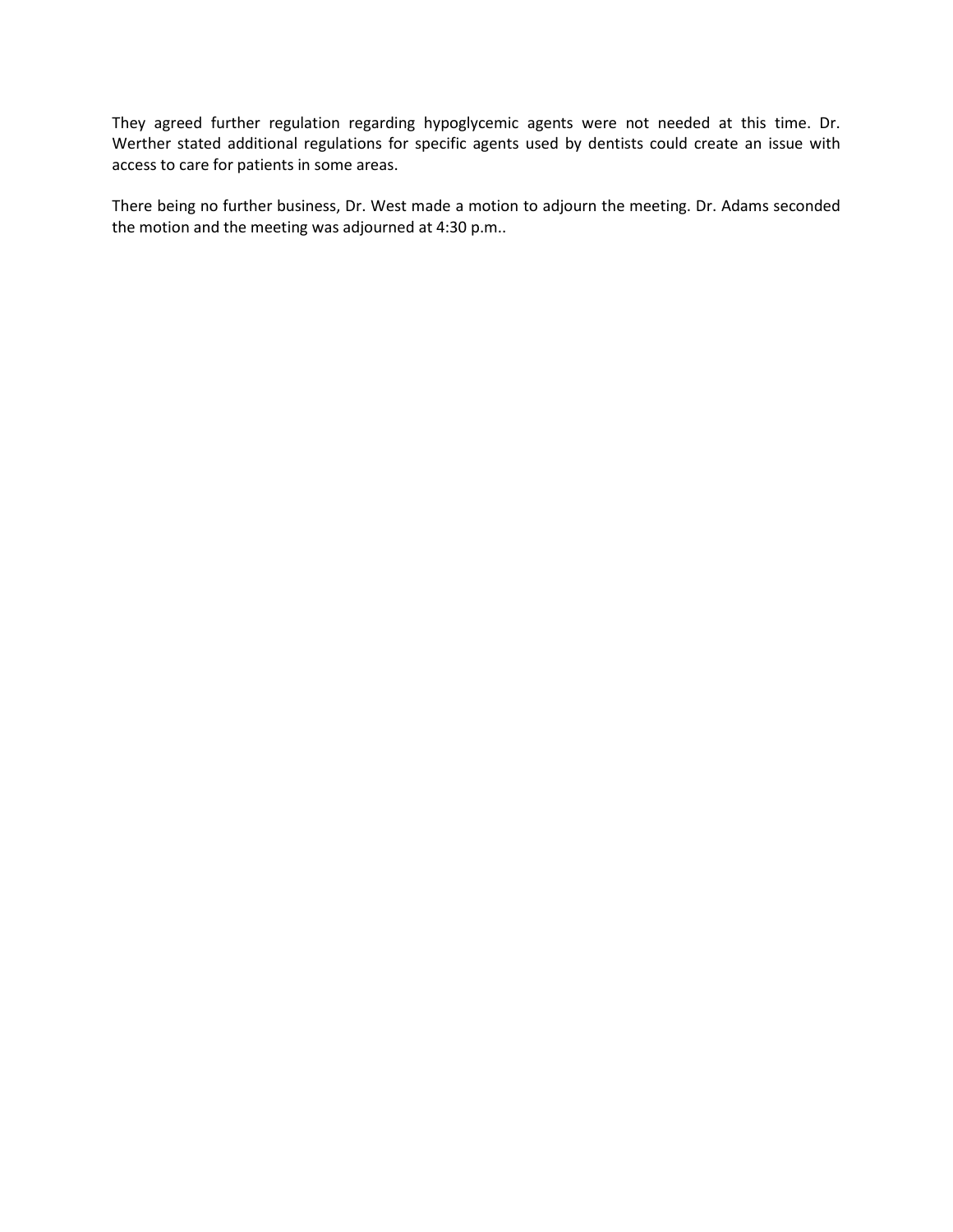They agreed further regulation regarding hypoglycemic agents were not needed at this time. Dr. Werther stated additional regulations for specific agents used by dentists could create an issue with access to care for patients in some areas.

There being no further business, Dr. West made a motion to adjourn the meeting. Dr. Adams seconded the motion and the meeting was adjourned at 4:30 p.m..